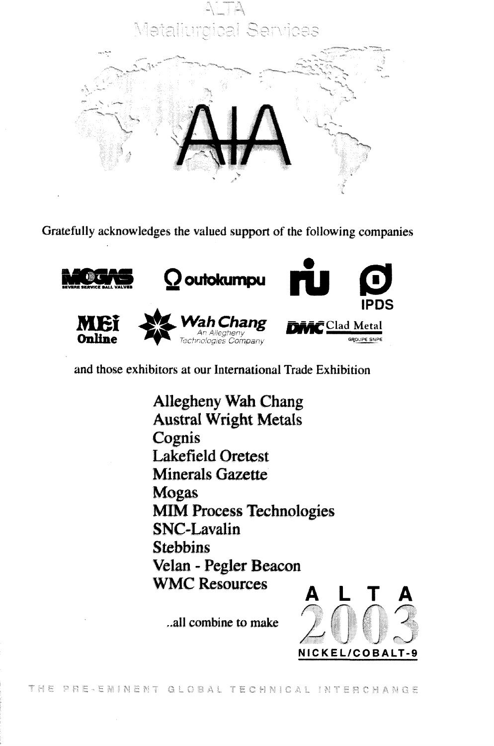ALTA

Metallurgical Services

# ALTA

Gratefully acknowledges the valued support of the following companies

MOGAS SEVERE SERVICE BALL VALVES

outokumpu

IPDS

MEI Online

Wah Chang *An Allegheny Technologies Company*

DMC Clad Metal GROUPE SNPE

and those exhibitors at our International Trade Exhibition

Allegheny Wah Chang
Austral Wright Metals
Cognis
Lakefield Oretest
Minerals Gazette
Mogas
MIM Process Technologies
SNC-Lavalin
Stebbins
Velan - Pegler Beacon
WMC Resources

..all combine to make

**ALTA 2003**

**NICKEL/COBALT-9**

THE PRE-EMINENT GLOBAL TECHNICAL INTERCHANGE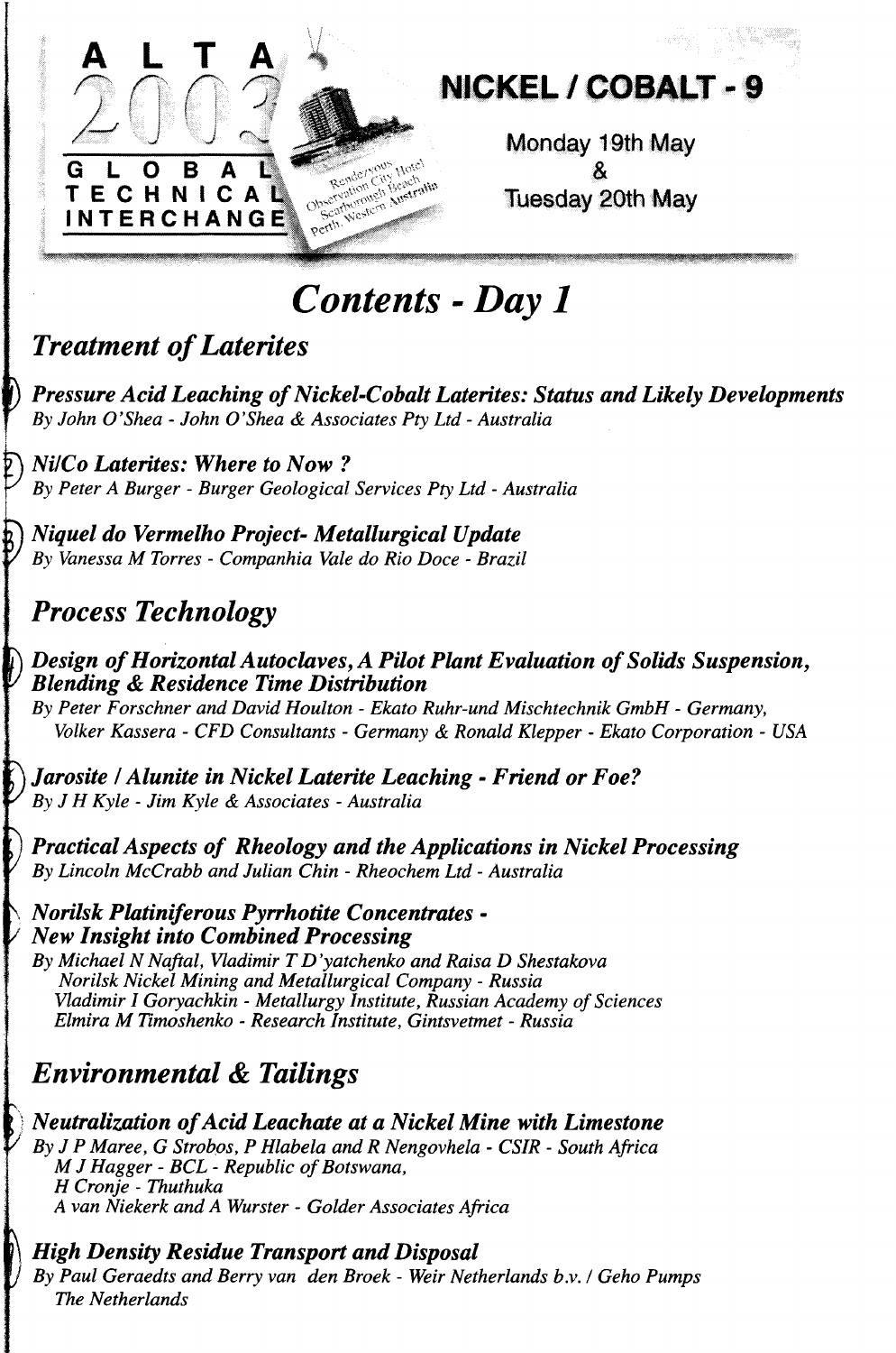# ALTA 2003 GLOBAL TECHNICAL INTERCHANGE

## NICKEL / COBALT - 9

Monday 19th May & Tuesday 20th May

Rendezvous Observation City Hotel, Scarborough Beach, Perth, Western Australia

# *Contents - Day 1*

## *Treatment of Laterites*

1. ***Pressure Acid Leaching of Nickel-Cobalt Laterites: Status and Likely Developments***
   *By John O'Shea - John O'Shea & Associates Pty Ltd - Australia*

2. ***Ni/Co Laterites: Where to Now ?***
   *By Peter A Burger - Burger Geological Services Pty Ltd - Australia*

3. ***Niquel do Vermelho Project- Metallurgical Update***
   *By Vanessa M Torres - Companhia Vale do Rio Doce - Brazil*

## *Process Technology*

4. ***Design of Horizontal Autoclaves, A Pilot Plant Evaluation of Solids Suspension, Blending & Residence Time Distribution***
   *By Peter Forschner and David Houlton - Ekato Ruhr-und Mischtechnik GmbH - Germany, Volker Kassera - CFD Consultants - Germany & Ronald Klepper - Ekato Corporation - USA*

5. ***Jarosite / Alunite in Nickel Laterite Leaching - Friend or Foe?***
   *By J H Kyle - Jim Kyle & Associates - Australia*

6. ***Practical Aspects of Rheology and the Applications in Nickel Processing***
   *By Lincoln McCrabb and Julian Chin - Rheochem Ltd - Australia*

7. ***Norilsk Platiniferous Pyrrhotite Concentrates - New Insight into Combined Processing***
   *By Michael N Naftal, Vladimir T D'yatchenko and Raisa D Shestakova*
   *Norilsk Nickel Mining and Metallurgical Company - Russia*
   *Vladimir I Goryachkin - Metallurgy Institute, Russian Academy of Sciences*
   *Elmira M Timoshenko - Research Institute, Gintsvetmet - Russia*

## *Environmental & Tailings*

8. ***Neutralization of Acid Leachate at a Nickel Mine with Limestone***
   *By J P Maree, G Strobos, P Hlabela and R Nengovhela - CSIR - South Africa*
   *M J Hagger - BCL - Republic of Botswana,*
   *H Cronje - Thuthuka*
   *A van Niekerk and A Wurster - Golder Associates Africa*

9. ***High Density Residue Transport and Disposal***
   *By Paul Geraedts and Berry van den Broek - Weir Netherlands b.v. / Geho Pumps The Netherlands*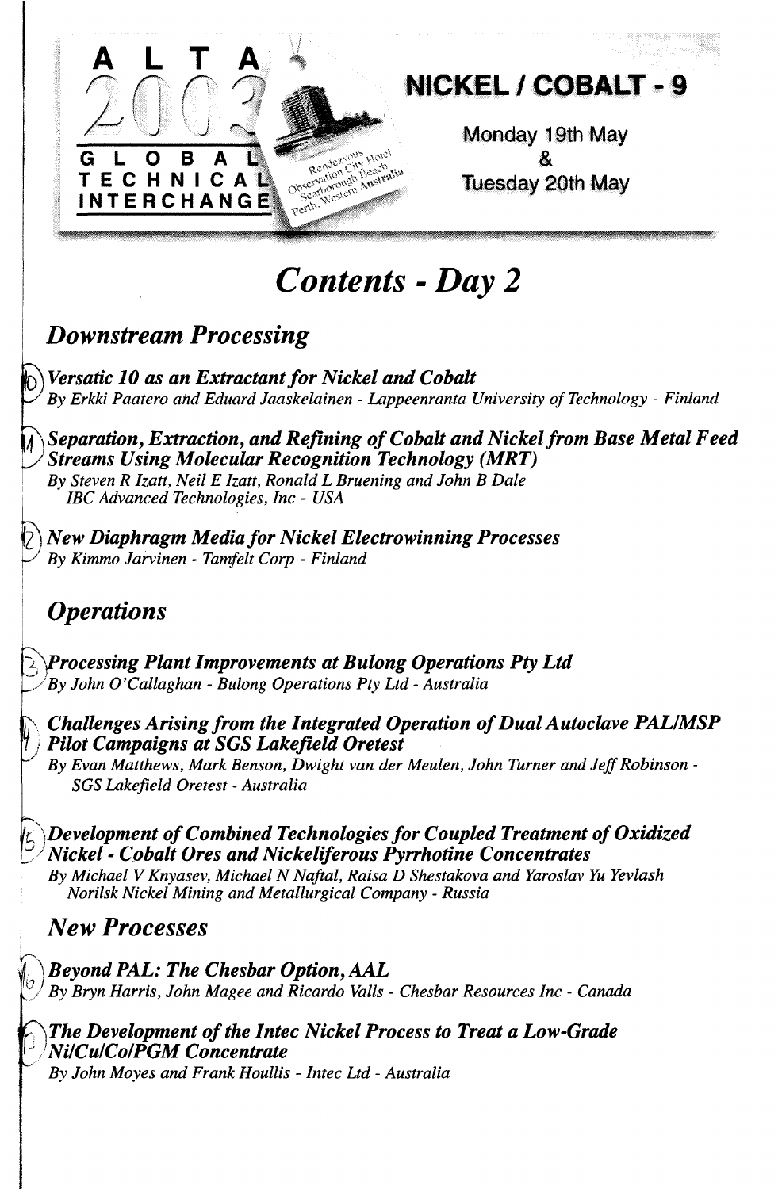ALTA 2003 GLOBAL TECHNICAL INTERCHANGE

Rendezvous Observation City Hotel Scarborough Beach Perth, Western Australia

**NICKEL / COBALT - 9**

Monday 19th May & Tuesday 20th May

# *Contents - Day 2*

## *Downstream Processing*

***Versatic 10 as an Extractant for Nickel and Cobalt***
*By Erkki Paatero and Eduard Jaaskelainen - Lappeenranta University of Technology - Finland*

***Separation, Extraction, and Refining of Cobalt and Nickel from Base Metal Feed Streams Using Molecular Recognition Technology (MRT)***
*By Steven R Izatt, Neil E Izatt, Ronald L Bruening and John B Dale*
*IBC Advanced Technologies, Inc - USA*

***New Diaphragm Media for Nickel Electrowinning Processes***
*By Kimmo Jarvinen - Tamfelt Corp - Finland*

## *Operations*

***Processing Plant Improvements at Bulong Operations Pty Ltd***
*By John O'Callaghan - Bulong Operations Pty Ltd - Australia*

***Challenges Arising from the Integrated Operation of Dual Autoclave PAL/MSP Pilot Campaigns at SGS Lakefield Oretest***
*By Evan Matthews, Mark Benson, Dwight van der Meulen, John Turner and Jeff Robinson - SGS Lakefield Oretest - Australia*

***Development of Combined Technologies for Coupled Treatment of Oxidized Nickel - Cobalt Ores and Nickeliferous Pyrrhotine Concentrates***
*By Michael V Knyasev, Michael N Naftal, Raisa D Shestakova and Yaroslav Yu Yevlash*
*Norilsk Nickel Mining and Metallurgical Company - Russia*

## *New Processes*

***Beyond PAL: The Chesbar Option, AAL***
*By Bryn Harris, John Magee and Ricardo Valls - Chesbar Resources Inc - Canada*

***The Development of the Intec Nickel Process to Treat a Low-Grade Ni/Cu/Co/PGM Concentrate***
*By John Moyes and Frank Houllis - Intec Ltd - Australia*